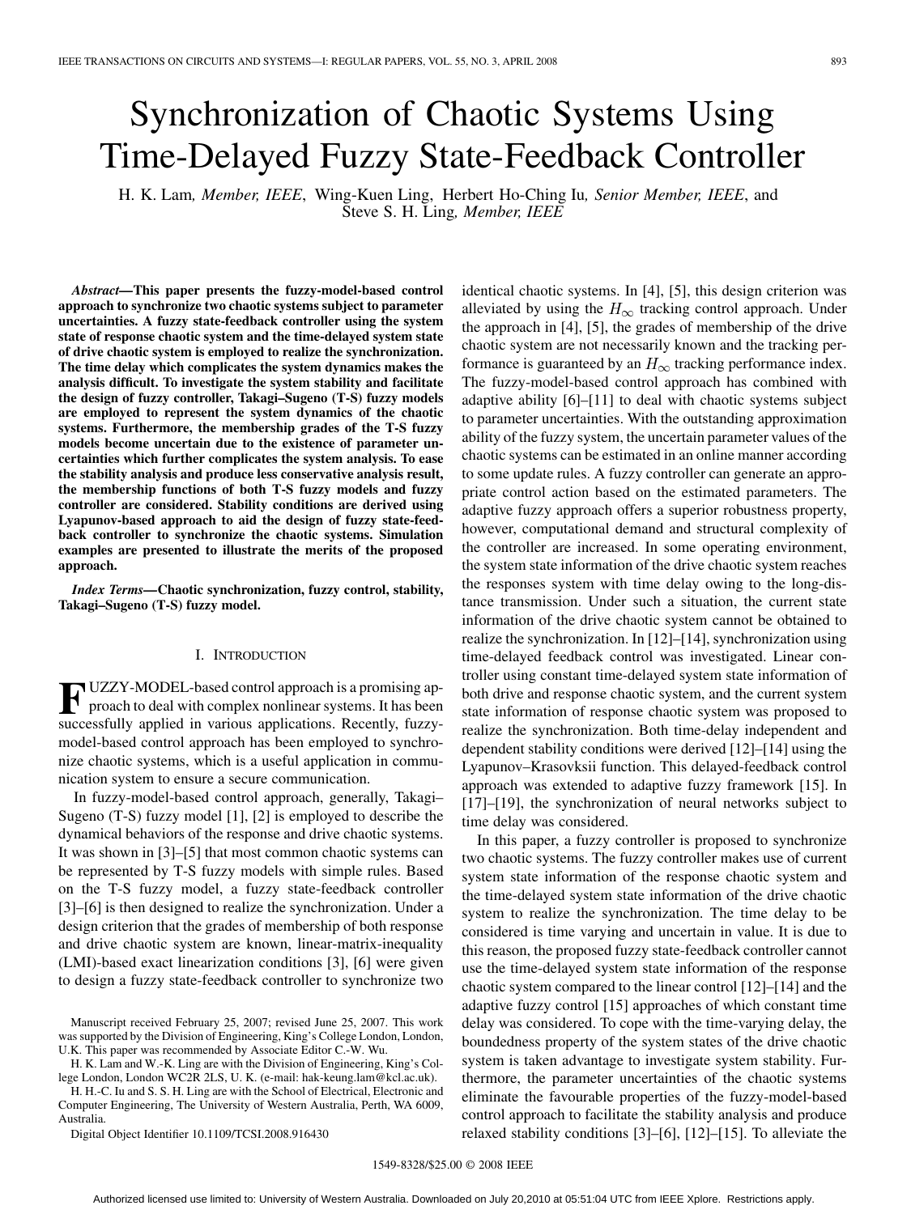# Synchronization of Chaotic Systems Using Time-Delayed Fuzzy State-Feedback Controller

H. K. Lam, *Member, IEEE*, Wing-Kuen Ling, Herbert Ho-Ching Iu, *Senior Member, IEEE*, and Steve S. H. Ling, *Member, IEEE*

***Abstract*—This paper presents the fuzzy-model-based control approach to synchronize two chaotic systems subject to parameter uncertainties. A fuzzy state-feedback controller using the system state of response chaotic system and the time-delayed system state of drive chaotic system is employed to realize the synchronization. The time delay which complicates the system dynamics makes the analysis difficult. To investigate the system stability and facilitate the design of fuzzy controller, Takagi–Sugeno (T-S) fuzzy models are employed to represent the system dynamics of the chaotic systems. Furthermore, the membership grades of the T-S fuzzy models become uncertain due to the existence of parameter uncertainties which further complicates the system analysis. To ease the stability analysis and produce less conservative analysis result, the membership functions of both T-S fuzzy models and fuzzy controller are considered. Stability conditions are derived using Lyapunov-based approach to aid the design of fuzzy state-feedback controller to synchronize the chaotic systems. Simulation examples are presented to illustrate the merits of the proposed approach.**

***Index Terms*—Chaotic synchronization, fuzzy control, stability, Takagi–Sugeno (T-S) fuzzy model.**

## I. Introduction

FUZZY-MODEL-based control approach is a promising approach to deal with complex nonlinear systems. It has been successfully applied in various applications. Recently, fuzzy-model-based control approach has been employed to synchronize chaotic systems, which is a useful application in communication system to ensure a secure communication.

In fuzzy-model-based control approach, generally, Takagi–Sugeno (T-S) fuzzy model [1], [2] is employed to describe the dynamical behaviors of the response and drive chaotic systems. It was shown in [3]–[5] that most common chaotic systems can be represented by T-S fuzzy models with simple rules. Based on the T-S fuzzy model, a fuzzy state-feedback controller [3]–[6] is then designed to realize the synchronization. Under a design criterion that the grades of membership of both response and drive chaotic system are known, linear-matrix-inequality (LMI)-based exact linearization conditions [3], [6] were given to design a fuzzy state-feedback controller to synchronize two identical chaotic systems. In [4], [5], this design criterion was alleviated by using the $H_\infty$ tracking control approach. Under the approach in [4], [5], the grades of membership of the drive chaotic system are not necessarily known and the tracking performance is guaranteed by an $H_\infty$ tracking performance index. The fuzzy-model-based control approach has combined with adaptive ability [6]–[11] to deal with chaotic systems subject to parameter uncertainties. With the outstanding approximation ability of the fuzzy system, the uncertain parameter values of the chaotic systems can be estimated in an online manner according to some update rules. A fuzzy controller can generate an appropriate control action based on the estimated parameters. The adaptive fuzzy approach offers a superior robustness property, however, computational demand and structural complexity of the controller are increased. In some operating environment, the system state information of the drive chaotic system reaches the responses system with time delay owing to the long-distance transmission. Under such a situation, the current state information of the drive chaotic system cannot be obtained to realize the synchronization. In [12]–[14], synchronization using time-delayed feedback control was investigated. Linear controller using constant time-delayed system state information of both drive and response chaotic system, and the current system state information of response chaotic system was proposed to realize the synchronization. Both time-delay independent and dependent stability conditions were derived [12]–[14] using the Lyapunov–Krasovksii function. This delayed-feedback control approach was extended to adaptive fuzzy framework [15]. In [17]–[19], the synchronization of neural networks subject to time delay was considered.

In this paper, a fuzzy controller is proposed to synchronize two chaotic systems. The fuzzy controller makes use of current system state information of the response chaotic system and the time-delayed system state information of the drive chaotic system to realize the synchronization. The time delay to be considered is time varying and uncertain in value. It is due to this reason, the proposed fuzzy state-feedback controller cannot use the time-delayed system state information of the response chaotic system compared to the linear control [12]–[14] and the adaptive fuzzy control [15] approaches of which constant time delay was considered. To cope with the time-varying delay, the boundedness property of the system states of the drive chaotic system is taken advantage to investigate system stability. Furthermore, the parameter uncertainties of the chaotic systems eliminate the favourable properties of the fuzzy-model-based control approach to facilitate the stability analysis and produce relaxed stability conditions [3]–[6], [12]–[15]. To alleviate the

Manuscript received February 25, 2007; revised June 25, 2007. This work was supported by the Division of Engineering, King's College London, London, U.K. This paper was recommended by Associate Editor C.-W. Wu.

H. K. Lam and W.-K. Ling are with the Division of Engineering, King's College London, London WC2R 2LS, U. K. (e-mail: hak-keung.lam@kcl.ac.uk).

H. H.-C. Iu and S. S. H. Ling are with the School of Electrical, Electronic and Computer Engineering, The University of Western Australia, Perth, WA 6009, Australia.

Digital Object Identifier 10.1109/TCSI.2008.916430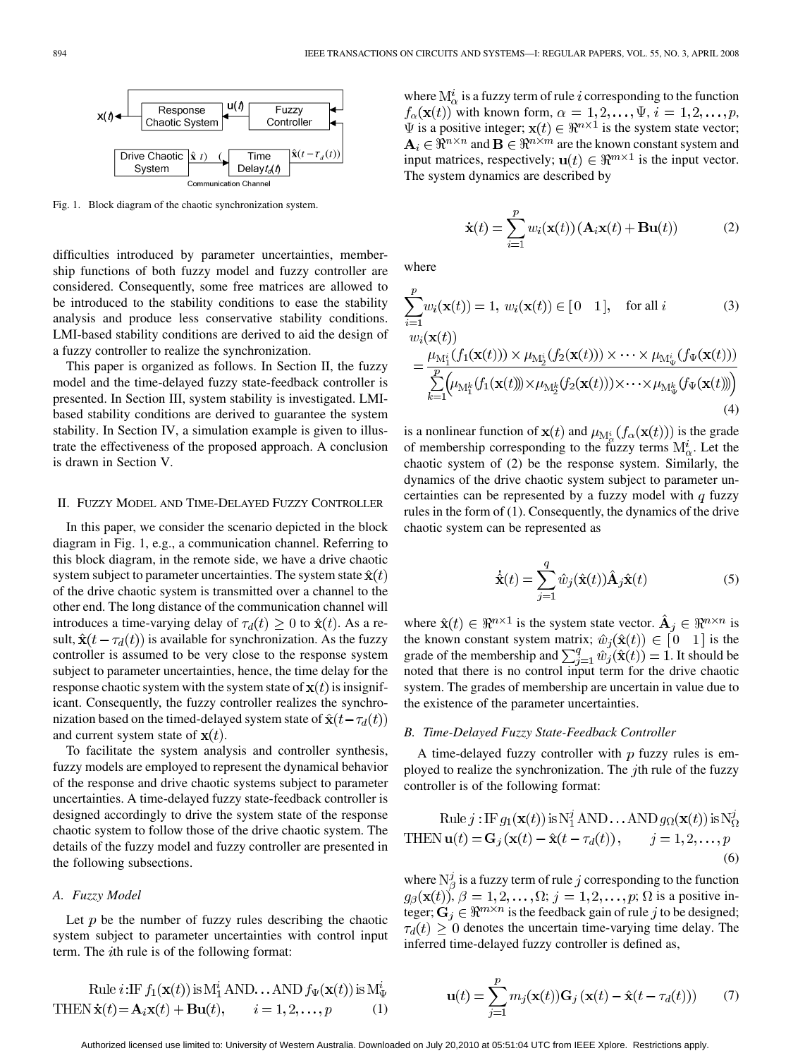Fig. 1. Block diagram of the chaotic synchronization system.

difficulties introduced by parameter uncertainties, membership functions of both fuzzy model and fuzzy controller are considered. Consequently, some free matrices are allowed to be introduced to the stability conditions to ease the stability analysis and produce less conservative stability conditions. LMI-based stability conditions are derived to aid the design of a fuzzy controller to realize the synchronization.

This paper is organized as follows. In Section II, the fuzzy model and the time-delayed fuzzy state-feedback controller is presented. In Section III, system stability is investigated. LMI-based stability conditions are derived to guarantee the system stability. In Section IV, a simulation example is given to illustrate the effectiveness of the proposed approach. A conclusion is drawn in Section V.

## II. Fuzzy Model and Time-Delayed Fuzzy Controller

In this paper, we consider the scenario depicted in the block diagram in Fig. 1, e.g., a communication channel. Referring to this block diagram, in the remote side, we have a drive chaotic system subject to parameter uncertainties. The system state $\hat{\mathbf{x}}(t)$ of the drive chaotic system is transmitted over a channel to the other end. The long distance of the communication channel will introduces a time-varying delay of $\tau_d(t) \geq 0$ to $\hat{\mathbf{x}}(t)$. As a result, $\hat{\mathbf{x}}(t-\tau_d(t))$ is available for synchronization. As the fuzzy controller is assumed to be very close to the response system subject to parameter uncertainties, hence, the time delay for the response chaotic system with the system state of $\mathbf{x}(t)$ is insignificant. Consequently, the fuzzy controller realizes the synchronization based on the timed-delayed system state of $\hat{\mathbf{x}}(t-\tau_d(t))$ and current system state of $\mathbf{x}(t)$.

To facilitate the system analysis and controller synthesis, fuzzy models are employed to represent the dynamical behavior of the response and drive chaotic systems subject to parameter uncertainties. A time-delayed fuzzy state-feedback controller is designed accordingly to drive the system state of the response chaotic system to follow those of the drive chaotic system. The details of the fuzzy model and fuzzy controller are presented in the following subsections.

### A. Fuzzy Model

Let $p$ be the number of fuzzy rules describing the chaotic system subject to parameter uncertainties with control input term. The $i$th rule is of the following format:

$$\text{Rule } i\text{:IF } f_1(\mathbf{x}(t)) \text{ is } \mathrm{M}_1^i \text{ AND} \ldots \text{AND } f_\Psi(\mathbf{x}(t)) \text{ is } \mathrm{M}_\Psi^i$$
$$\text{THEN } \dot{\mathbf{x}}(t) = \mathbf{A}_i\mathbf{x}(t) + \mathbf{B}\mathbf{u}(t), \qquad i = 1,2,\ldots,p \tag{1}$$

where $\mathrm{M}_\alpha^i$ is a fuzzy term of rule $i$ corresponding to the function $f_\alpha(\mathbf{x}(t))$ with known form, $\alpha = 1,2,\ldots,\Psi$, $i = 1,2,\ldots,p$, $\Psi$ is a positive integer; $\mathbf{x}(t) \in \Re^{n\times 1}$ is the system state vector; $\mathbf{A}_i \in \Re^{n\times n}$ and $\mathbf{B} \in \Re^{n\times m}$ are the known constant system and input matrices, respectively; $\mathbf{u}(t) \in \Re^{m\times 1}$ is the input vector. The system dynamics are described by

$$\dot{\mathbf{x}}(t) = \sum_{i=1}^{p} w_i(\mathbf{x}(t))\left(\mathbf{A}_i\mathbf{x}(t) + \mathbf{B}\mathbf{u}(t)\right) \tag{2}$$

where

$$\sum_{i=1}^{p} w_i(\mathbf{x}(t)) = 1,\ w_i(\mathbf{x}(t)) \in [0 \quad 1], \quad \text{for all } i \tag{3}$$

$$w_i(\mathbf{x}(t)) = \frac{\mu_{\mathrm{M}_1^i}(f_1(\mathbf{x}(t))) \times \mu_{\mathrm{M}_2^i}(f_2(\mathbf{x}(t))) \times \cdots \times \mu_{\mathrm{M}_\Psi^i}(f_\Psi(\mathbf{x}(t)))}{\sum_{k=1}^{p}\left(\mu_{\mathrm{M}_1^k}(f_1(\mathbf{x}(t))) \times \mu_{\mathrm{M}_2^k}(f_2(\mathbf{x}(t))) \times \cdots \times \mu_{\mathrm{M}_\Psi^k}(f_\Psi(\mathbf{x}(t)))\right)} \tag{4}$$

is a nonlinear function of $\mathbf{x}(t)$ and $\mu_{\mathrm{M}_\alpha^i}(f_\alpha(\mathbf{x}(t)))$ is the grade of membership corresponding to the fuzzy terms $\mathrm{M}_\alpha^i$. Let the chaotic system of (2) be the response system. Similarly, the dynamics of the drive chaotic system subject to parameter uncertainties can be represented by a fuzzy model with $q$ fuzzy rules in the form of (1). Consequently, the dynamics of the drive chaotic system can be represented as

$$\dot{\hat{\mathbf{x}}}(t) = \sum_{j=1}^{q} \hat{w}_j(\hat{\mathbf{x}}(t))\hat{\mathbf{A}}_j\hat{\mathbf{x}}(t) \tag{5}$$

where $\hat{\mathbf{x}}(t) \in \Re^{n\times 1}$ is the system state vector. $\hat{\mathbf{A}}_j \in \Re^{n\times n}$ is the known constant system matrix; $\hat{w}_j(\hat{\mathbf{x}}(t)) \in [0 \quad 1]$ is the grade of the membership and $\sum_{j=1}^{q}\hat{w}_j(\hat{\mathbf{x}}(t)) = 1$. It should be noted that there is no control input term for the drive chaotic system. The grades of membership are uncertain in value due to the existence of the parameter uncertainties.

### B. Time-Delayed Fuzzy State-Feedback Controller

A time-delayed fuzzy controller with $p$ fuzzy rules is employed to realize the synchronization. The $j$th rule of the fuzzy controller is of the following format:

$$\text{Rule } j\text{: IF } g_1(\mathbf{x}(t)) \text{ is } \mathrm{N}_1^j \text{ AND} \ldots \text{AND } g_\Omega(\mathbf{x}(t)) \text{ is } \mathrm{N}_\Omega^j$$
$$\text{THEN } \mathbf{u}(t) = \mathbf{G}_j\left(\mathbf{x}(t) - \hat{\mathbf{x}}(t-\tau_d(t))\right), \qquad j = 1,2,\ldots,p \tag{6}$$

where $\mathrm{N}_\beta^j$ is a fuzzy term of rule $j$ corresponding to the function $g_\beta(\mathbf{x}(t))$, $\beta = 1,2,\ldots,\Omega$; $j = 1,2,\ldots,p$; $\Omega$ is a positive integer; $\mathbf{G}_j \in \Re^{m\times n}$ is the feedback gain of rule $j$ to be designed; $\tau_d(t) \geq 0$ denotes the uncertain time-varying time delay. The inferred time-delayed fuzzy controller is defined as,

$$\mathbf{u}(t) = \sum_{j=1}^{p} m_j(\mathbf{x}(t))\mathbf{G}_j\left(\mathbf{x}(t) - \hat{\mathbf{x}}(t-\tau_d(t))\right) \tag{7}$$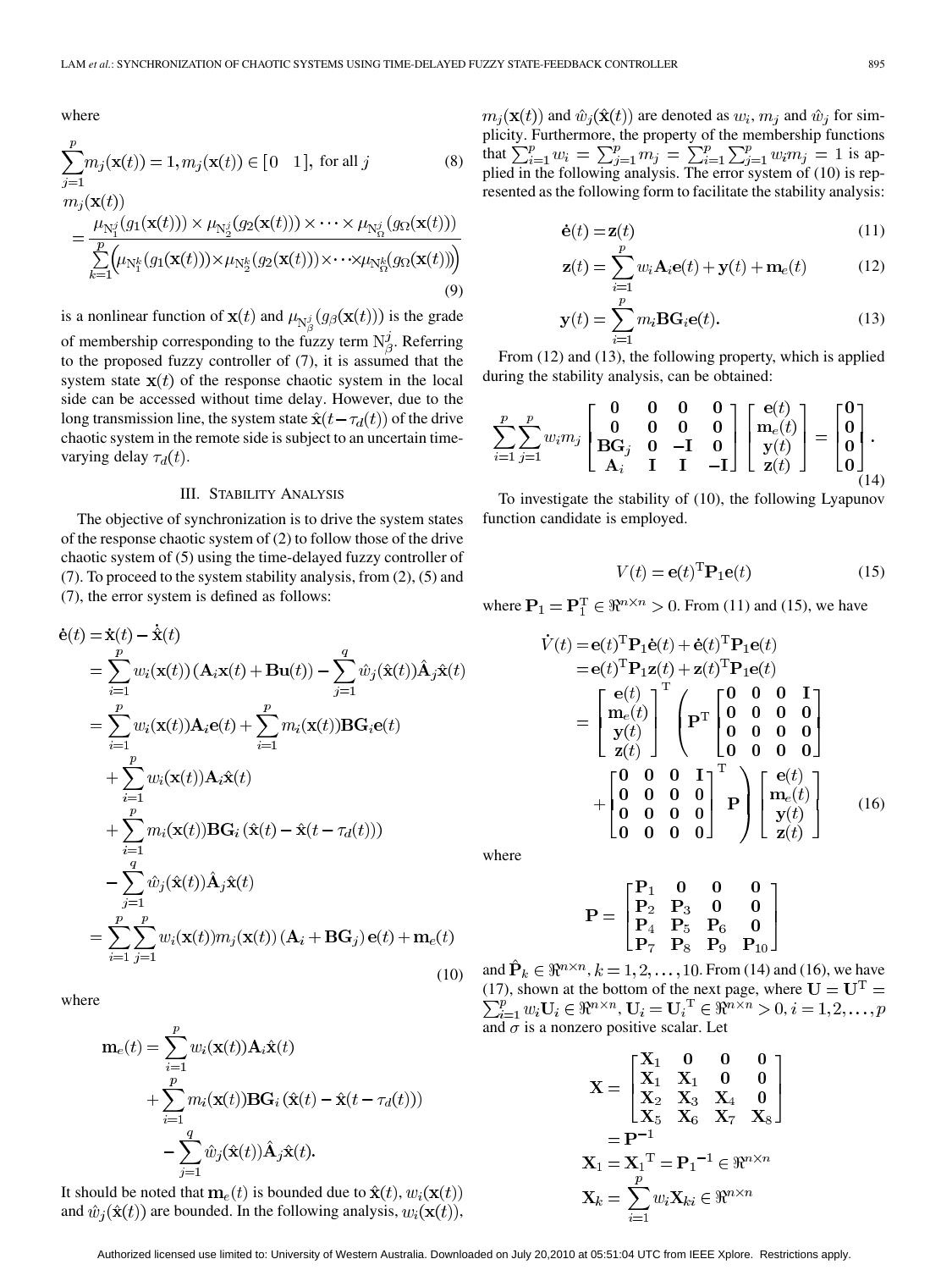where

$$\sum_{j=1}^{p} m_j(\mathbf{x}(t)) = 1, m_j(\mathbf{x}(t)) \in [0 \quad 1], \text{ for all } j \tag{8}$$

$$m_j(\mathbf{x}(t)) = \frac{\mu_{\mathrm{N}_1^j}(g_1(\mathbf{x}(t))) \times \mu_{\mathrm{N}_2^j}(g_2(\mathbf{x}(t))) \times \cdots \times \mu_{\mathrm{N}_\Omega^j}(g_\Omega(\mathbf{x}(t)))}{\sum_{k=1}^{p}\Big(\mu_{\mathrm{N}_1^k}(g_1(\mathbf{x}(t))) \times \mu_{\mathrm{N}_2^k}(g_2(\mathbf{x}(t))) \times \cdots \times \mu_{\mathrm{N}_\Omega^k}(g_\Omega(\mathbf{x}(t)))\Big)} \tag{9}$$

is a nonlinear function of $\mathbf{x}(t)$ and $\mu_{\mathrm{N}_\beta^j}(g_\beta(\mathbf{x}(t)))$ is the grade of membership corresponding to the fuzzy term $\mathrm{N}_\beta^j$. Referring to the proposed fuzzy controller of (7), it is assumed that the system state $\mathbf{x}(t)$ of the response chaotic system in the local side can be accessed without time delay. However, due to the long transmission line, the system state $\hat{\mathbf{x}}(t-\tau_d(t))$ of the drive chaotic system in the remote side is subject to an uncertain time-varying delay $\tau_d(t)$.

## III. Stability Analysis

The objective of synchronization is to drive the system states of the response chaotic system of (2) to follow those of the drive chaotic system of (5) using the time-delayed fuzzy controller of (7). To proceed to the system stability analysis, from (2), (5) and (7), the error system is defined as follows:

$$\begin{aligned}
\dot{\mathbf{e}}(t) &= \dot{\mathbf{x}}(t) - \dot{\hat{\mathbf{x}}}(t) \\
&= \sum_{i=1}^{p} w_i(\mathbf{x}(t))\left(\mathbf{A}_i\mathbf{x}(t) + \mathbf{B}\mathbf{u}(t)\right) - \sum_{j=1}^{q} \hat{w}_j(\hat{\mathbf{x}}(t))\hat{\mathbf{A}}_j\hat{\mathbf{x}}(t) \\
&= \sum_{i=1}^{p} w_i(\mathbf{x}(t))\mathbf{A}_i\mathbf{e}(t) + \sum_{i=1}^{p} m_i(\mathbf{x}(t))\mathbf{B}\mathbf{G}_i\mathbf{e}(t) \\
&\quad + \sum_{i=1}^{p} w_i(\mathbf{x}(t))\mathbf{A}_i\hat{\mathbf{x}}(t) \\
&\quad + \sum_{i=1}^{p} m_i(\mathbf{x}(t))\mathbf{B}\mathbf{G}_i\left(\hat{\mathbf{x}}(t) - \hat{\mathbf{x}}(t-\tau_d(t))\right) \\
&\quad - \sum_{j=1}^{q} \hat{w}_j(\hat{\mathbf{x}}(t))\hat{\mathbf{A}}_j\hat{\mathbf{x}}(t) \\
&= \sum_{i=1}^{p}\sum_{j=1}^{p} w_i(\mathbf{x}(t))m_j(\mathbf{x}(t))\left(\mathbf{A}_i + \mathbf{B}\mathbf{G}_j\right)\mathbf{e}(t) + \mathbf{m}_e(t)
\end{aligned} \tag{10}$$

where

$$\begin{aligned}
\mathbf{m}_e(t) &= \sum_{i=1}^{p} w_i(\mathbf{x}(t))\mathbf{A}_i\hat{\mathbf{x}}(t) \\
&\quad + \sum_{i=1}^{p} m_i(\mathbf{x}(t))\mathbf{B}\mathbf{G}_i\left(\hat{\mathbf{x}}(t) - \hat{\mathbf{x}}(t-\tau_d(t))\right) \\
&\quad - \sum_{j=1}^{q} \hat{w}_j(\hat{\mathbf{x}}(t))\hat{\mathbf{A}}_j\hat{\mathbf{x}}(t).
\end{aligned}$$

It should be noted that $\mathbf{m}_e(t)$ is bounded due to $\hat{\mathbf{x}}(t)$, $w_i(\mathbf{x}(t))$ and $\hat{w}_j(\hat{\mathbf{x}}(t))$ are bounded. In the following analysis, $w_i(\mathbf{x}(t))$, $m_j(\mathbf{x}(t))$ and $\hat{w}_j(\hat{\mathbf{x}}(t))$ are denoted as $w_i$, $m_j$ and $\hat{w}_j$ for simplicity. Furthermore, the property of the membership functions that $\sum_{i=1}^{p} w_i = \sum_{j=1}^{p} m_j = \sum_{i=1}^{p}\sum_{j=1}^{p} w_i m_j = 1$ is applied in the following analysis. The error system of (10) is represented as the following form to facilitate the stability analysis:

$$\dot{\mathbf{e}}(t) = \mathbf{z}(t) \tag{11}$$

$$\mathbf{z}(t) = \sum_{i=1}^{p} w_i\mathbf{A}_i\mathbf{e}(t) + \mathbf{y}(t) + \mathbf{m}_e(t) \tag{12}$$

$$\mathbf{y}(t) = \sum_{i=1}^{p} m_i\mathbf{B}\mathbf{G}_i\mathbf{e}(t). \tag{13}$$

From (12) and (13), the following property, which is applied during the stability analysis, can be obtained:

$$\sum_{i=1}^{p}\sum_{j=1}^{p} w_i m_j \begin{bmatrix} \mathbf{0} & \mathbf{0} & \mathbf{0} & \mathbf{0} \\ \mathbf{0} & \mathbf{0} & \mathbf{0} & \mathbf{0} \\ \mathbf{B}\mathbf{G}_j & \mathbf{0} & -\mathbf{I} & \mathbf{0} \\ \mathbf{A}_i & \mathbf{I} & \mathbf{I} & -\mathbf{I} \end{bmatrix} \begin{bmatrix} \mathbf{e}(t) \\ \mathbf{m}_e(t) \\ \mathbf{y}(t) \\ \mathbf{z}(t) \end{bmatrix} = \begin{bmatrix} \mathbf{0} \\ \mathbf{0} \\ \mathbf{0} \\ \mathbf{0} \end{bmatrix}. \tag{14}$$

To investigate the stability of (10), the following Lyapunov function candidate is employed.

$$V(t) = \mathbf{e}(t)^{\mathrm{T}}\mathbf{P}_1\mathbf{e}(t) \tag{15}$$

where $\mathbf{P}_1 = \mathbf{P}_1^{\mathrm{T}} \in \Re^{n\times n} > 0$. From (11) and (15), we have

$$\begin{aligned}
\dot{V}(t) &= \mathbf{e}(t)^{\mathrm{T}}\mathbf{P}_1\dot{\mathbf{e}}(t) + \dot{\mathbf{e}}(t)^{\mathrm{T}}\mathbf{P}_1\mathbf{e}(t) \\
&= \mathbf{e}(t)^{\mathrm{T}}\mathbf{P}_1\mathbf{z}(t) + \mathbf{z}(t)^{\mathrm{T}}\mathbf{P}_1\mathbf{e}(t) \\
&= \begin{bmatrix} \mathbf{e}(t) \\ \mathbf{m}_e(t) \\ \mathbf{y}(t) \\ \mathbf{z}(t) \end{bmatrix}^{\mathrm{T}} \left( \mathbf{P}^{\mathrm{T}} \begin{bmatrix} \mathbf{0} & \mathbf{0} & \mathbf{0} & \mathbf{I} \\ \mathbf{0} & \mathbf{0} & \mathbf{0} & \mathbf{0} \\ \mathbf{0} & \mathbf{0} & \mathbf{0} & \mathbf{0} \\ \mathbf{0} & \mathbf{0} & \mathbf{0} & \mathbf{0} \end{bmatrix} + \begin{bmatrix} \mathbf{0} & \mathbf{0} & \mathbf{0} & \mathbf{I} \\ \mathbf{0} & \mathbf{0} & \mathbf{0} & \mathbf{0} \\ \mathbf{0} & \mathbf{0} & \mathbf{0} & \mathbf{0} \\ \mathbf{0} & \mathbf{0} & \mathbf{0} & \mathbf{0} \end{bmatrix}^{\mathrm{T}} \mathbf{P} \right) \begin{bmatrix} \mathbf{e}(t) \\ \mathbf{m}_e(t) \\ \mathbf{y}(t) \\ \mathbf{z}(t) \end{bmatrix}
\end{aligned} \tag{16}$$

where

$$\mathbf{P} = \begin{bmatrix} \mathbf{P}_1 & \mathbf{0} & \mathbf{0} & \mathbf{0} \\ \mathbf{P}_2 & \mathbf{P}_3 & \mathbf{0} & \mathbf{0} \\ \mathbf{P}_4 & \mathbf{P}_5 & \mathbf{P}_6 & \mathbf{0} \\ \mathbf{P}_7 & \mathbf{P}_8 & \mathbf{P}_9 & \mathbf{P}_{10} \end{bmatrix}$$

and $\hat{\mathbf{P}}_k \in \Re^{n\times n}, k = 1, 2, \ldots, 10$. From (14) and (16), we have (17), shown at the bottom of the next page, where $\mathbf{U} = \mathbf{U}^{\mathrm{T}} = \sum_{i=1}^{p} w_i\mathbf{U}_i \in \Re^{n\times n}$, $\mathbf{U}_i = \mathbf{U}_i^{\mathrm{T}} \in \Re^{n\times n} > 0, i = 1, 2, \ldots, p$ and $\sigma$ is a nonzero positive scalar. Let

$$\begin{aligned}
\mathbf{X} &= \begin{bmatrix} \mathbf{X}_1 & \mathbf{0} & \mathbf{0} & \mathbf{0} \\ \mathbf{X}_1 & \mathbf{X}_1 & \mathbf{0} & \mathbf{0} \\ \mathbf{X}_2 & \mathbf{X}_3 & \mathbf{X}_4 & \mathbf{0} \\ \mathbf{X}_5 & \mathbf{X}_6 & \mathbf{X}_7 & \mathbf{X}_8 \end{bmatrix} \\
&= \mathbf{P}^{-1} \\
\mathbf{X}_1 &= \mathbf{X}_1^{\mathrm{T}} = \mathbf{P}_1^{-1} \in \Re^{n\times n} \\
\mathbf{X}_k &= \sum_{i=1}^{p} w_i\mathbf{X}_{ki} \in \Re^{n\times n}
\end{aligned}$$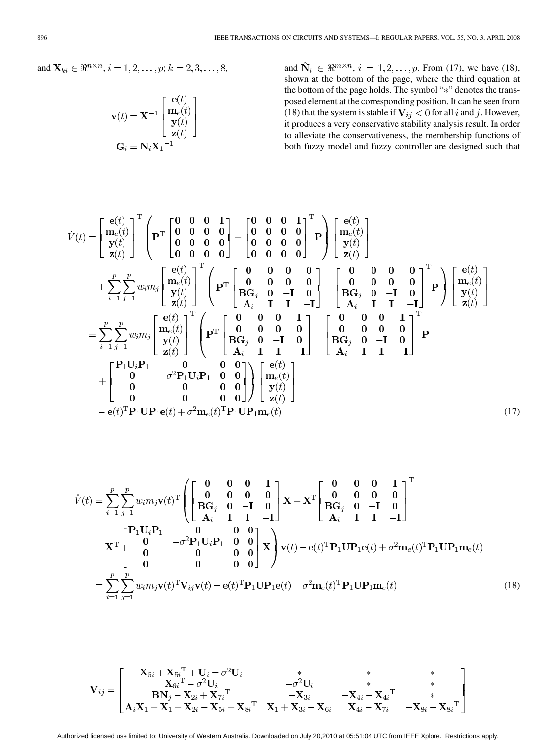and $\mathbf{X}_{ki} \in \Re^{n\times n}$, $i = 1, 2, \ldots, p$; $k = 2, 3, \ldots, 8$,

$$\mathbf{v}(t) = \mathbf{X}^{-1}\begin{bmatrix} \mathbf{e}(t) \\ \mathbf{m}_e(t) \\ \mathbf{y}(t) \\ \mathbf{z}(t) \end{bmatrix}$$

$$\mathbf{G}_i = \mathbf{N}_i{\mathbf{X}_1}^{-1}$$

and $\hat{\mathbf{N}}_i \in \Re^{m\times n}$, $i = 1, 2, \ldots, p$. From (17), we have (18), shown at the bottom of the page, where the third equation at the bottom of the page holds. The symbol "*" denotes the transposed element at the corresponding position. It can be seen from (18) that the system is stable if $\mathbf{V}_{ij} < 0$ for all $i$ and $j$. However, it produces a very conservative stability analysis result. In order to alleviate the conservativeness, the membership functions of both fuzzy model and fuzzy controller are designed such that

$$\begin{aligned}
\dot{V}(t) &= \begin{bmatrix} \mathbf{e}(t) \\ \mathbf{m}_e(t) \\ \mathbf{y}(t) \\ \mathbf{z}(t) \end{bmatrix}^{\mathrm{T}} \left( \mathbf{P}^{\mathrm{T}} \begin{bmatrix} \mathbf{0} & \mathbf{0} & \mathbf{0} & \mathbf{I} \\ \mathbf{0} & \mathbf{0} & \mathbf{0} & \mathbf{0} \\ \mathbf{0} & \mathbf{0} & \mathbf{0} & \mathbf{0} \\ \mathbf{0} & \mathbf{0} & \mathbf{0} & \mathbf{0} \end{bmatrix} + \begin{bmatrix} \mathbf{0} & \mathbf{0} & \mathbf{0} & \mathbf{I} \\ \mathbf{0} & \mathbf{0} & \mathbf{0} & \mathbf{0} \\ \mathbf{0} & \mathbf{0} & \mathbf{0} & \mathbf{0} \\ \mathbf{0} & \mathbf{0} & \mathbf{0} & \mathbf{0} \end{bmatrix}^{\mathrm{T}} \mathbf{P} \right) \begin{bmatrix} \mathbf{e}(t) \\ \mathbf{m}_e(t) \\ \mathbf{y}(t) \\ \mathbf{z}(t) \end{bmatrix} \\
&\quad + \sum_{i=1}^{p}\sum_{j=1}^{p} w_i m_j \begin{bmatrix} \mathbf{e}(t) \\ \mathbf{m}_e(t) \\ \mathbf{y}(t) \\ \mathbf{z}(t) \end{bmatrix}^{\mathrm{T}} \left( \mathbf{P}^{\mathrm{T}} \begin{bmatrix} \mathbf{0} & \mathbf{0} & \mathbf{0} & \mathbf{0} \\ \mathbf{0} & \mathbf{0} & \mathbf{0} & \mathbf{0} \\ \mathbf{B}\mathbf{G}_j & \mathbf{0} & -\mathbf{I} & \mathbf{0} \\ \mathbf{A}_i & \mathbf{I} & \mathbf{I} & -\mathbf{I} \end{bmatrix} + \begin{bmatrix} \mathbf{0} & \mathbf{0} & \mathbf{0} & \mathbf{0} \\ \mathbf{0} & \mathbf{0} & \mathbf{0} & \mathbf{0} \\ \mathbf{B}\mathbf{G}_j & \mathbf{0} & -\mathbf{I} & \mathbf{0} \\ \mathbf{A}_i & \mathbf{I} & \mathbf{I} & -\mathbf{I} \end{bmatrix}^{\mathrm{T}} \mathbf{P} \right) \begin{bmatrix} \mathbf{e}(t) \\ \mathbf{m}_e(t) \\ \mathbf{y}(t) \\ \mathbf{z}(t) \end{bmatrix} \\
&= \sum_{i=1}^{p}\sum_{j=1}^{p} w_i m_j \begin{bmatrix} \mathbf{e}(t) \\ \mathbf{m}_e(t) \\ \mathbf{y}(t) \\ \mathbf{z}(t) \end{bmatrix}^{\mathrm{T}} \left( \mathbf{P}^{\mathrm{T}} \begin{bmatrix} \mathbf{0} & \mathbf{0} & \mathbf{0} & \mathbf{I} \\ \mathbf{0} & \mathbf{0} & \mathbf{0} & \mathbf{0} \\ \mathbf{B}\mathbf{G}_j & \mathbf{0} & -\mathbf{I} & \mathbf{0} \\ \mathbf{A}_i & \mathbf{I} & \mathbf{I} & -\mathbf{I} \end{bmatrix} + \begin{bmatrix} \mathbf{0} & \mathbf{0} & \mathbf{0} & \mathbf{I} \\ \mathbf{0} & \mathbf{0} & \mathbf{0} & \mathbf{0} \\ \mathbf{B}\mathbf{G}_j & \mathbf{0} & -\mathbf{I} & \mathbf{0} \\ \mathbf{A}_i & \mathbf{I} & \mathbf{I} & -\mathbf{I} \end{bmatrix}^{\mathrm{T}} \mathbf{P} \right. \\
&\quad \left. + \begin{bmatrix} \mathbf{P}_1\mathbf{U}_i\mathbf{P}_1 & \mathbf{0} & \mathbf{0} & \mathbf{0} \\ \mathbf{0} & -\sigma^2\mathbf{P}_1\mathbf{U}_i\mathbf{P}_1 & \mathbf{0} & \mathbf{0} \\ \mathbf{0} & \mathbf{0} & \mathbf{0} & \mathbf{0} \\ \mathbf{0} & \mathbf{0} & \mathbf{0} & \mathbf{0} \end{bmatrix} \right) \begin{bmatrix} \mathbf{e}(t) \\ \mathbf{m}_e(t) \\ \mathbf{y}(t) \\ \mathbf{z}(t) \end{bmatrix} \\
&\quad - \mathbf{e}(t)^{\mathrm{T}}\mathbf{P}_1\mathbf{U}\mathbf{P}_1\mathbf{e}(t) + \sigma^2\mathbf{m}_e(t)^{\mathrm{T}}\mathbf{P}_1\mathbf{U}\mathbf{P}_1\mathbf{m}_e(t)
\end{aligned} \tag{17}$$

$$\begin{aligned}
\dot{V}(t) &= \sum_{i=1}^{p}\sum_{j=1}^{p} w_i m_j \mathbf{v}(t)^{\mathrm{T}} \left( \begin{bmatrix} \mathbf{0} & \mathbf{0} & \mathbf{0} & \mathbf{I} \\ \mathbf{0} & \mathbf{0} & \mathbf{0} & \mathbf{0} \\ \mathbf{B}\mathbf{G}_j & \mathbf{0} & -\mathbf{I} & \mathbf{0} \\ \mathbf{A}_i & \mathbf{I} & \mathbf{I} & -\mathbf{I} \end{bmatrix} \mathbf{X} + \mathbf{X}^{\mathrm{T}} \begin{bmatrix} \mathbf{0} & \mathbf{0} & \mathbf{0} & \mathbf{I} \\ \mathbf{0} & \mathbf{0} & \mathbf{0} & \mathbf{0} \\ \mathbf{B}\mathbf{G}_j & \mathbf{0} & -\mathbf{I} & \mathbf{0} \\ \mathbf{A}_i & \mathbf{I} & \mathbf{I} & -\mathbf{I} \end{bmatrix}^{\mathrm{T}} \right. \\
&\quad \left. \mathbf{X}^{\mathrm{T}} \begin{bmatrix} \mathbf{P}_1\mathbf{U}_i\mathbf{P}_1 & \mathbf{0} & \mathbf{0} & \mathbf{0} \\ \mathbf{0} & -\sigma^2\mathbf{P}_1\mathbf{U}_i\mathbf{P}_1 & \mathbf{0} & \mathbf{0} \\ \mathbf{0} & \mathbf{0} & \mathbf{0} & \mathbf{0} \\ \mathbf{0} & \mathbf{0} & \mathbf{0} & \mathbf{0} \end{bmatrix} \mathbf{X} \right) \mathbf{v}(t) - \mathbf{e}(t)^{\mathrm{T}}\mathbf{P}_1\mathbf{U}\mathbf{P}_1\mathbf{e}(t) + \sigma^2\mathbf{m}_e(t)^{\mathrm{T}}\mathbf{P}_1\mathbf{U}\mathbf{P}_1\mathbf{m}_e(t) \\
&= \sum_{i=1}^{p}\sum_{j=1}^{p} w_i m_j \mathbf{v}(t)^{\mathrm{T}}\mathbf{V}_{ij}\mathbf{v}(t) - \mathbf{e}(t)^{\mathrm{T}}\mathbf{P}_1\mathbf{U}\mathbf{P}_1\mathbf{e}(t) + \sigma^2\mathbf{m}_e(t)^{\mathrm{T}}\mathbf{P}_1\mathbf{U}\mathbf{P}_1\mathbf{m}_e(t)
\end{aligned} \tag{18}$$

$$\mathbf{V}_{ij} = \begin{bmatrix} \mathbf{X}_{5i} + {\mathbf{X}_{5i}}^{\mathrm{T}} + \mathbf{U}_i - \sigma^2\mathbf{U}_i & * & * & * \\ {\mathbf{X}_{6i}}^{\mathrm{T}} - \sigma^2\mathbf{U}_i & -\sigma^2\mathbf{U}_i & * & * \\ \mathbf{B}\mathbf{N}_j - \mathbf{X}_{2i} + {\mathbf{X}_{7i}}^{\mathrm{T}} & -\mathbf{X}_{3i} & -\mathbf{X}_{4i} - {\mathbf{X}_{4i}}^{\mathrm{T}} & * \\ \mathbf{A}_i\mathbf{X}_1 + \mathbf{X}_1 + \mathbf{X}_{2i} - \mathbf{X}_{5i} + {\mathbf{X}_{8i}}^{\mathrm{T}} & \mathbf{X}_1 + \mathbf{X}_{3i} - \mathbf{X}_{6i} & \mathbf{X}_{4i} - \mathbf{X}_{7i} & -\mathbf{X}_{8i} - {\mathbf{X}_{8i}}^{\mathrm{T}} \end{bmatrix}$$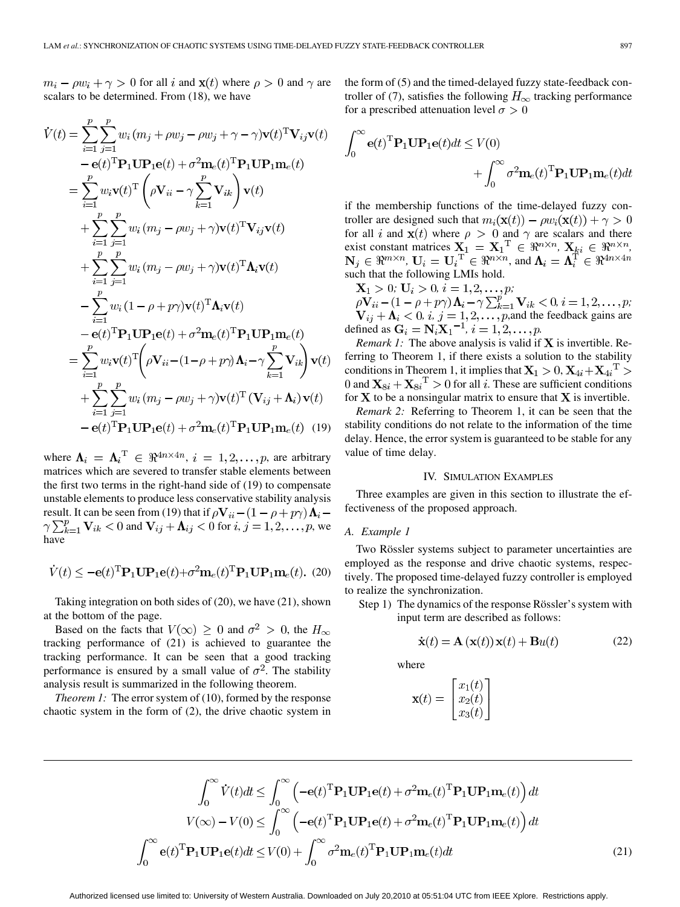$m_i - \rho w_i + \gamma > 0$ for all $i$ and $\mathbf{x}(t)$ where $\rho > 0$ and $\gamma$ are scalars to be determined. From (18), we have

$$
\begin{aligned}
\dot{V}(t) &= \sum_{i=1}^{p}\sum_{j=1}^{p} w_i\left(m_j + \rho w_j - \rho w_j + \gamma - \gamma\right)\mathbf{v}(t)^{\mathrm{T}}\mathbf{V}_{ij}\mathbf{v}(t) \\
&\quad - \mathbf{e}(t)^{\mathrm{T}}\mathbf{P}_1\mathbf{U}\mathbf{P}_1\mathbf{e}(t) + \sigma^2\mathbf{m}_e(t)^{\mathrm{T}}\mathbf{P}_1\mathbf{U}\mathbf{P}_1\mathbf{m}_e(t) \\
&= \sum_{i=1}^{p} w_i\mathbf{v}(t)^{\mathrm{T}}\left(\rho\mathbf{V}_{ii} - \gamma\sum_{k=1}^{p}\mathbf{V}_{ik}\right)\mathbf{v}(t) \\
&\quad + \sum_{i=1}^{p}\sum_{j=1}^{p} w_i\left(m_j - \rho w_j + \gamma\right)\mathbf{v}(t)^{\mathrm{T}}\mathbf{V}_{ij}\mathbf{v}(t) \\
&\quad + \sum_{i=1}^{p}\sum_{j=1}^{p} w_i\left(m_j - \rho w_j + \gamma\right)\mathbf{v}(t)^{\mathrm{T}}\mathbf{\Lambda}_i\mathbf{v}(t) \\
&\quad - \sum_{i=1}^{p} w_i\left(1 - \rho + p\gamma\right)\mathbf{v}(t)^{\mathrm{T}}\mathbf{\Lambda}_i\mathbf{v}(t) \\
&\quad - \mathbf{e}(t)^{\mathrm{T}}\mathbf{P}_1\mathbf{U}\mathbf{P}_1\mathbf{e}(t) + \sigma^2\mathbf{m}_e(t)^{\mathrm{T}}\mathbf{P}_1\mathbf{U}\mathbf{P}_1\mathbf{m}_e(t) \\
&= \sum_{i=1}^{p} w_i\mathbf{v}(t)^{\mathrm{T}}\left(\rho\mathbf{V}_{ii} - (1-\rho+p\gamma)\mathbf{\Lambda}_i - \gamma\sum_{k=1}^{p}\mathbf{V}_{ik}\right)\mathbf{v}(t) \\
&\quad + \sum_{i=1}^{p}\sum_{j=1}^{p} w_i\left(m_j - \rho w_j + \gamma\right)\mathbf{v}(t)^{\mathrm{T}}\left(\mathbf{V}_{ij} + \mathbf{\Lambda}_i\right)\mathbf{v}(t) \\
&\quad - \mathbf{e}(t)^{\mathrm{T}}\mathbf{P}_1\mathbf{U}\mathbf{P}_1\mathbf{e}(t) + \sigma^2\mathbf{m}_e(t)^{\mathrm{T}}\mathbf{P}_1\mathbf{U}\mathbf{P}_1\mathbf{m}_e(t) \quad (19)
\end{aligned}
$$

where $\mathbf{\Lambda}_i = \mathbf{\Lambda}_i^{\mathrm{T}} \in \Re^{4n\times 4n}$, $i = 1, 2, \ldots, p$, are arbitrary matrices which are severed to transfer stable elements between the first two terms in the right-hand side of (19) to compensate unstable elements to produce less conservative stability analysis result. It can be seen from (19) that if $\rho\mathbf{V}_{ii} - (1-\rho+p\gamma)\mathbf{\Lambda}_i - \gamma\sum_{k=1}^{p}\mathbf{V}_{ik} < 0$ and $\mathbf{V}_{ij} + \mathbf{\Lambda}_{ij} < 0$ for $i, j = 1, 2, \ldots, p$, we have

$$
\dot{V}(t) \leq -\mathbf{e}(t)^{\mathrm{T}}\mathbf{P}_1\mathbf{U}\mathbf{P}_1\mathbf{e}(t) + \sigma^2\mathbf{m}_e(t)^{\mathrm{T}}\mathbf{P}_1\mathbf{U}\mathbf{P}_1\mathbf{m}_e(t). \quad (20)
$$

Taking integration on both sides of (20), we have (21), shown at the bottom of the page.

Based on the facts that $V(\infty) \geq 0$ and $\sigma^2 > 0$, the $H_\infty$ tracking performance of (21) is achieved to guarantee the tracking performance. It can be seen that a good tracking performance is ensured by a small value of $\sigma^2$. The stability analysis result is summarized in the following theorem.

*Theorem 1:* The error system of (10), formed by the response chaotic system in the form of (2), the drive chaotic system in the form of (5) and the timed-delayed fuzzy state-feedback controller of (7), satisfies the following $H_\infty$ tracking performance for a prescribed attenuation level $\sigma > 0$

$$
\int_0^\infty \mathbf{e}(t)^{\mathrm{T}}\mathbf{P}_1\mathbf{U}\mathbf{P}_1\mathbf{e}(t)dt \leq V(0) + \int_0^\infty \sigma^2\mathbf{m}_e(t)^{\mathrm{T}}\mathbf{P}_1\mathbf{U}\mathbf{P}_1\mathbf{m}_e(t)dt
$$

if the membership functions of the time-delayed fuzzy controller are designed such that $m_i(\mathbf{x}(t)) - \rho w_i(\mathbf{x}(t)) + \gamma > 0$ for all $i$ and $\mathbf{x}(t)$ where $\rho > 0$ and $\gamma$ are scalars and there exist constant matrices $\mathbf{X}_1 = \mathbf{X}_1^{\mathrm{T}} \in \Re^{n\times n}$, $\mathbf{X}_{ki} \in \Re^{n\times n}$, $\mathbf{N}_j \in \Re^{m\times n}$, $\mathbf{U}_i = \mathbf{U}_i^{\mathrm{T}} \in \Re^{n\times n}$, and $\mathbf{\Lambda}_i = \mathbf{\Lambda}_i^{\mathrm{T}} \in \Re^{4n\times 4n}$ such that the following LMIs hold.

$\mathbf{X}_1 > 0$; $\mathbf{U}_i > 0$, $i = 1, 2, \ldots, p$;
$\rho\mathbf{V}_{ii} - (1-\rho+p\gamma)\mathbf{\Lambda}_i - \gamma\sum_{k=1}^{p}\mathbf{V}_{ik} < 0$, $i = 1, 2, \ldots, p$;
$\mathbf{V}_{ij} + \mathbf{\Lambda}_i < 0$, $i, j = 1, 2, \ldots, p$, and the feedback gains are defined as $\mathbf{G}_i = \mathbf{N}_i\mathbf{X}_1^{-1}$, $i = 1, 2, \ldots, p$.

*Remark 1:* The above analysis is valid if $\mathbf{X}$ is invertible. Referring to Theorem 1, if there exists a solution to the stability conditions in Theorem 1, it implies that $\mathbf{X}_1 > 0$, $\mathbf{X}_{4i} + \mathbf{X}_{4i}^{\mathrm{T}} > 0$ and $\mathbf{X}_{8i} + \mathbf{X}_{8i}^{\mathrm{T}} > 0$ for all $i$. These are sufficient conditions for $\mathbf{X}$ to be a nonsingular matrix to ensure that $\mathbf{X}$ is invertible.

*Remark 2:* Referring to Theorem 1, it can be seen that the stability conditions do not relate to the information of the time delay. Hence, the error system is guaranteed to be stable for any value of time delay.

## IV. Simulation Examples

Three examples are given in this section to illustrate the effectiveness of the proposed approach.

### A. Example 1

Two Rössler systems subject to parameter uncertainties are employed as the response and drive chaotic systems, respectively. The proposed time-delayed fuzzy controller is employed to realize the synchronization.

Step 1) The dynamics of the response Rössler's system with input term are described as follows:

$$
\dot{\mathbf{x}}(t) = \mathbf{A}\left(\mathbf{x}(t)\right)\mathbf{x}(t) + \mathbf{B}u(t) \quad (22)
$$

where

$$
\mathbf{x}(t) = \begin{bmatrix} x_1(t) \\ x_2(t) \\ x_3(t) \end{bmatrix}
$$

$$
\begin{aligned}
\int_0^\infty \dot{V}(t)dt &\leq \int_0^\infty \left(-\mathbf{e}(t)^{\mathrm{T}}\mathbf{P}_1\mathbf{U}\mathbf{P}_1\mathbf{e}(t) + \sigma^2\mathbf{m}_e(t)^{\mathrm{T}}\mathbf{P}_1\mathbf{U}\mathbf{P}_1\mathbf{m}_e(t)\right)dt \\
V(\infty) - V(0) &\leq \int_0^\infty \left(-\mathbf{e}(t)^{\mathrm{T}}\mathbf{P}_1\mathbf{U}\mathbf{P}_1\mathbf{e}(t) + \sigma^2\mathbf{m}_e(t)^{\mathrm{T}}\mathbf{P}_1\mathbf{U}\mathbf{P}_1\mathbf{m}_e(t)\right)dt \\
\int_0^\infty \mathbf{e}(t)^{\mathrm{T}}\mathbf{P}_1\mathbf{U}\mathbf{P}_1\mathbf{e}(t)dt &\leq V(0) + \int_0^\infty \sigma^2\mathbf{m}_e(t)^{\mathrm{T}}\mathbf{P}_1\mathbf{U}\mathbf{P}_1\mathbf{m}_e(t)dt \quad (21)
\end{aligned}
$$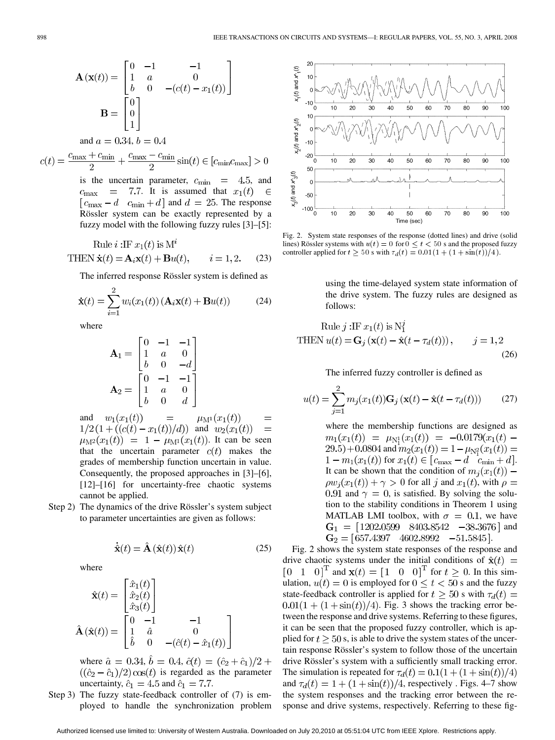$$\mathbf{A}(\mathbf{x}(t)) = \begin{bmatrix} 0 & -1 & -1 \\ 1 & a & 0 \\ b & 0 & -(c(t) - x_1(t)) \end{bmatrix}$$

$$\mathbf{B} = \begin{bmatrix} 0 \\ 0 \\ 1 \end{bmatrix}$$

and $a = 0.34$, $b = 0.4$

$$c(t) = \frac{c_{\max} + c_{\min}}{2} + \frac{c_{\max} - c_{\min}}{2} \sin(t) \in [c_{\min} c_{\max}] > 0$$

is the uncertain parameter, $c_{\min} = 4.5$, and $c_{\max} = 7.7$. It is assumed that $x_1(t) \in [c_{\max} - d \quad c_{\min} + d]$ and $d = 25$. The response Rössler system can be exactly represented by a fuzzy model with the following fuzzy rules [3]–[5]:

$$\text{Rule } i : \text{IF } x_1(t) \text{ is } \mathrm{M}^i$$
$$\text{THEN } \dot{\mathbf{x}}(t) = \mathbf{A}_i \mathbf{x}(t) + \mathbf{B}u(t), \qquad i = 1, 2. \tag{23}$$

The inferred response Rössler system is defined as

$$\dot{\mathbf{x}}(t) = \sum_{i=1}^{2} w_i(x_1(t)) \left( \mathbf{A}_i \mathbf{x}(t) + \mathbf{B}u(t) \right) \tag{24}$$

where

$$\mathbf{A}_1 = \begin{bmatrix} 0 & -1 & -1 \\ 1 & a & 0 \\ b & 0 & -d \end{bmatrix}$$
$$\mathbf{A}_2 = \begin{bmatrix} 0 & -1 & -1 \\ 1 & a & 0 \\ b & 0 & d \end{bmatrix}$$

and $w_1(x_1(t)) = \mu_{\mathrm{M}^1}(x_1(t)) = 1/2(1 + ((c(t) - x_1(t))/d))$ and $w_2(x_1(t)) = \mu_{\mathrm{M}^2}(x_1(t)) = 1 - \mu_{\mathrm{M}^1}(x_1(t))$. It can be seen that the uncertain parameter $c(t)$ makes the grades of membership function uncertain in value. Consequently, the proposed approaches in [3]–[6], [12]–[16] for uncertainty-free chaotic systems cannot be applied.

Step 2) The dynamics of the drive Rössler's system subject to parameter uncertainties are given as follows:

$$\dot{\hat{\mathbf{x}}}(t) = \hat{\mathbf{A}}(\hat{\mathbf{x}}(t)) \hat{\mathbf{x}}(t) \tag{25}$$

where

$$\hat{\mathbf{x}}(t) = \begin{bmatrix} \hat{x}_1(t) \\ \hat{x}_2(t) \\ \hat{x}_3(t) \end{bmatrix}$$
$$\hat{\mathbf{A}}(\hat{\mathbf{x}}(t)) = \begin{bmatrix} 0 & -1 & -1 \\ 1 & \hat{a} & 0 \\ \hat{b} & 0 & -(\hat{c}(t) - \hat{x}_1(t)) \end{bmatrix}$$

where $\hat{a} = 0.34$, $\hat{b} = 0.4$, $\hat{c}(t) = (\hat{c}_2 + \hat{c}_1)/2 + ((\hat{c}_2 - \hat{c}_1)/2) \cos(t)$ is regarded as the parameter uncertainty, $\hat{c}_1 = 4.5$ and $\hat{c}_1 = 7.7$.

Step 3) The fuzzy state-feedback controller of (7) is employed to handle the synchronization problem using the time-delayed system state information of the drive system. The fuzzy rules are designed as follows:

$$\text{Rule } j : \text{IF } x_1(t) \text{ is } \mathrm{N}_1^j$$
$$\text{THEN } u(t) = \mathbf{G}_j \left( \mathbf{x}(t) - \hat{\mathbf{x}}(t - \tau_d(t)) \right), \qquad j = 1, 2 \tag{26}$$

The inferred fuzzy controller is defined as

$$u(t) = \sum_{j=1}^{2} m_j(x_1(t)) \mathbf{G}_j \left( \mathbf{x}(t) - \hat{\mathbf{x}}(t - \tau_d(t)) \right) \tag{27}$$

where the membership functions are designed as $m_1(x_1(t)) = \mu_{\mathrm{N}_1^1}(x_1(t)) = -0.0179(x_1(t) - 29.5) + 0.0804$ and $m_2(x_1(t)) = 1 - \mu_{\mathrm{N}_1^2}(x_1(t)) = 1 - m_1(x_1(t))$ for $x_1(t) \in [c_{\max} - d \quad c_{\min} + d]$. It can be shown that the condition of $m_j(x_1(t)) - \rho w_j(x_1(t)) + \gamma > 0$ for all $j$ and $x_1(t)$, with $\rho = 0.91$ and $\gamma = 0$, is satisfied. By solving the solution to the stability conditions in Theorem 1 using MATLAB LMI toolbox, with $\sigma = 0.1$, we have $\mathbf{G}_1 = [1202.0599 \quad 8403.8542 \quad -38.3676]$ and $\mathbf{G}_2 = [657.4397 \quad 4602.8992 \quad -51.5845]$.

Fig. 2. System state responses of the response (dotted lines) and drive (solid lines) Rössler systems with $u(t) = 0$ for $0 \le t < 50$ s and the proposed fuzzy controller applied for $t \ge 50$ s with $\tau_d(t) = 0.01(1 + (1 + \sin(t))/4)$.

Fig. 2 shows the system state responses of the response and drive chaotic systems under the initial conditions of $\hat{\mathbf{x}}(t) = [0 \quad 1 \quad 0]^{\mathrm{T}}$ and $\mathbf{x}(t) = [1 \quad 0 \quad 0]^{\mathrm{T}}$ for $t \ge 0$. In this simulation, $u(t) = 0$ is employed for $0 \le t < 50$ s and the fuzzy state-feedback controller is applied for $t \ge 50$ s with $\tau_d(t) = 0.01(1 + (1 + \sin(t))/4)$. Fig. 3 shows the tracking error between the response and drive systems. Referring to these figures, it can be seen that the proposed fuzzy controller, which is applied for $t \ge 50$ s, is able to drive the system states of the uncertain response Rössler's system to follow those of the uncertain drive Rössler's system with a sufficiently small tracking error. The simulation is repeated for $\tau_d(t) = 0.1(1 + (1 + \sin(t))/4)$ and $\tau_d(t) = 1 + (1 + \sin(t))/4$, respectively. Figs. 4–7 show the system responses and the tracking error between the response and drive systems, respectively. Referring to these fig-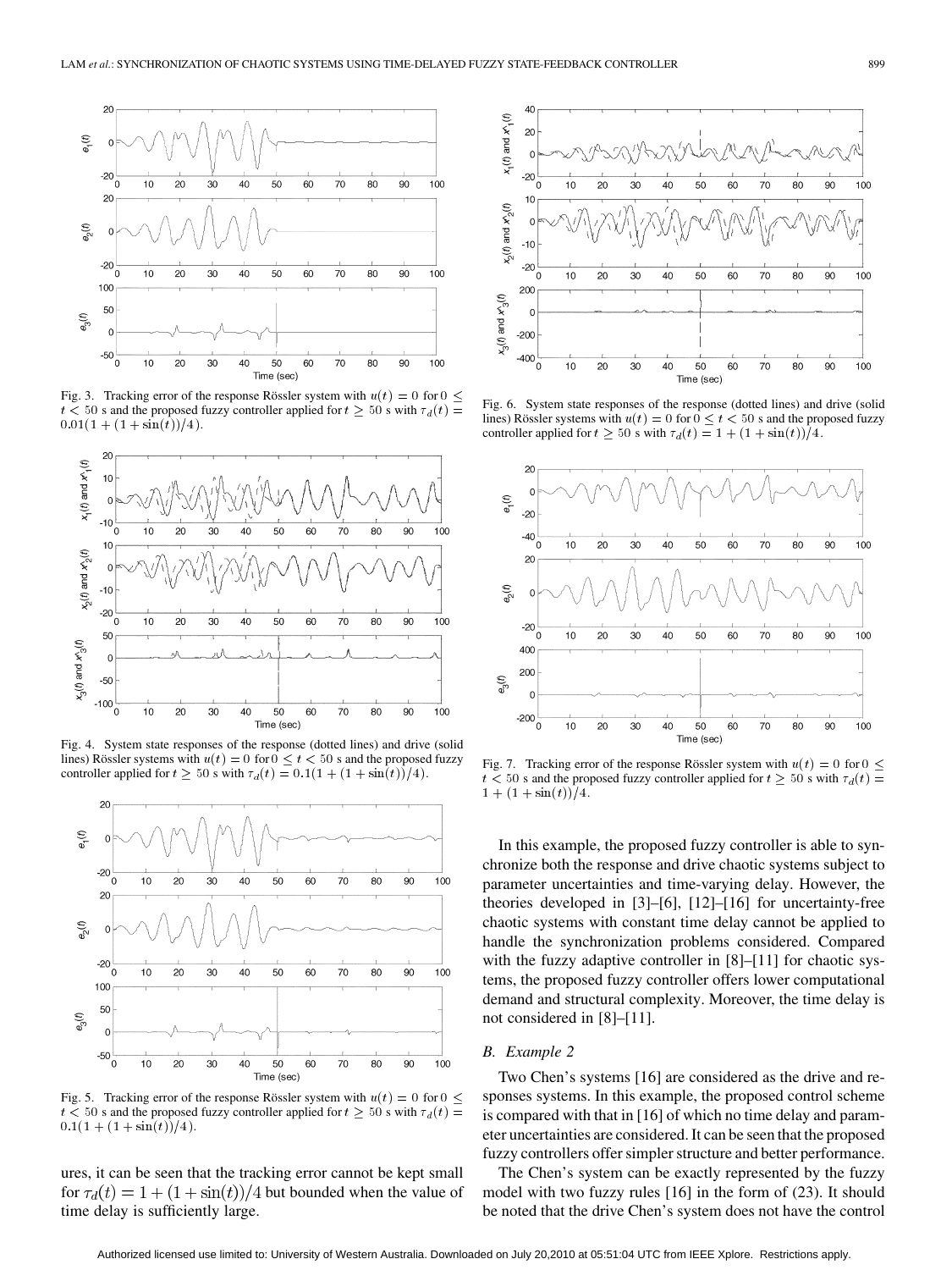Fig. 3. Tracking error of the response Rössler system with $u(t) = 0$ for $0 \leq t < 50$ s and the proposed fuzzy controller applied for $t \geq 50$ s with $\tau_d(t) = 0.01(1 + (1 + \sin(t))/4)$.

Fig. 4. System state responses of the response (dotted lines) and drive (solid lines) Rössler systems with $u(t) = 0$ for $0 \leq t < 50$ s and the proposed fuzzy controller applied for $t \geq 50$ s with $\tau_d(t) = 0.1(1 + (1 + \sin(t))/4)$.

Fig. 5. Tracking error of the response Rössler system with $u(t) = 0$ for $0 \leq t < 50$ s and the proposed fuzzy controller applied for $t \geq 50$ s with $\tau_d(t) = 0.1(1 + (1 + \sin(t))/4)$.

ures, it can be seen that the tracking error cannot be kept small for $\tau_d(t) = 1 + (1 + \sin(t))/4$ but bounded when the value of time delay is sufficiently large.

Fig. 6. System state responses of the response (dotted lines) and drive (solid lines) Rössler systems with $u(t) = 0$ for $0 \leq t < 50$ s and the proposed fuzzy controller applied for $t \geq 50$ s with $\tau_d(t) = 1 + (1 + \sin(t))/4$.

Fig. 7. Tracking error of the response Rössler system with $u(t) = 0$ for $0 \leq t < 50$ s and the proposed fuzzy controller applied for $t \geq 50$ s with $\tau_d(t) = 1 + (1 + \sin(t))/4$.

In this example, the proposed fuzzy controller is able to synchronize both the response and drive chaotic systems subject to parameter uncertainties and time-varying delay. However, the theories developed in [3]–[6], [12]–[16] for uncertainty-free chaotic systems with constant time delay cannot be applied to handle the synchronization problems considered. Compared with the fuzzy adaptive controller in [8]–[11] for chaotic systems, the proposed fuzzy controller offers lower computational demand and structural complexity. Moreover, the time delay is not considered in [8]–[11].

### *B. Example 2*

Two Chen's systems [16] are considered as the drive and responses systems. In this example, the proposed control scheme is compared with that in [16] of which no time delay and parameter uncertainties are considered. It can be seen that the proposed fuzzy controllers offer simpler structure and better performance.

The Chen's system can be exactly represented by the fuzzy model with two fuzzy rules [16] in the form of (23). It should be noted that the drive Chen's system does not have the control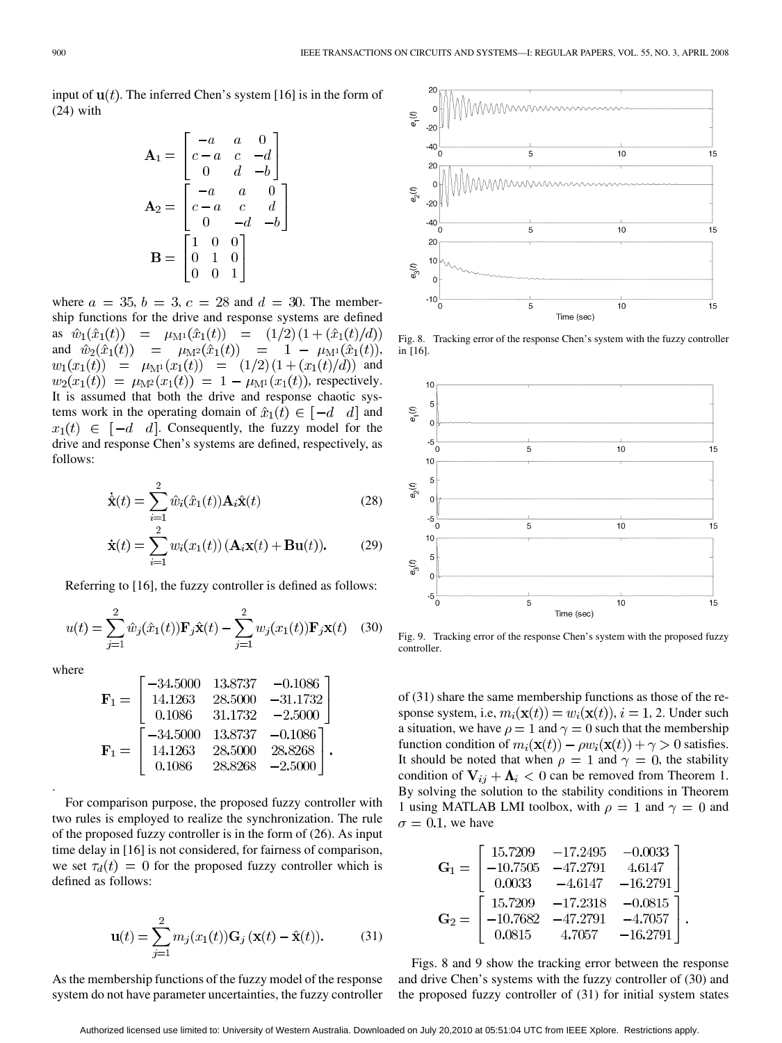input of $\mathbf{u}(t)$. The inferred Chen's system [16] is in the form of (24) with

$$\mathbf{A}_1 = \begin{bmatrix} -a & a & 0 \\ c-a & c & -d \\ 0 & d & -b \end{bmatrix}$$

$$\mathbf{A}_2 = \begin{bmatrix} -a & a & 0 \\ c-a & c & d \\ 0 & -d & -b \end{bmatrix}$$

$$\mathbf{B} = \begin{bmatrix} 1 & 0 & 0 \\ 0 & 1 & 0 \\ 0 & 0 & 1 \end{bmatrix}$$

where $a = 35$, $b = 3$, $c = 28$ and $d = 30$. The membership functions for the drive and response systems are defined as $\hat{w}_1(\hat{x}_1(t)) = \mu_{\mathrm{M}^1}(\hat{x}_1(t)) = (1/2)(1 + (\hat{x}_1(t)/d))$ and $\hat{w}_2(\hat{x}_1(t)) = \mu_{\mathrm{M}^2}(\hat{x}_1(t)) = 1 - \mu_{\mathrm{M}^1}(\hat{x}_1(t))$, $w_1(x_1(t)) = \mu_{\mathrm{M}^1}(x_1(t)) = (1/2)(1 + (x_1(t)/d))$ and $w_2(x_1(t)) = \mu_{\mathrm{M}^2}(x_1(t)) = 1 - \mu_{\mathrm{M}^1}(x_1(t))$, respectively. It is assumed that both the drive and response chaotic systems work in the operating domain of $\hat{x}_1(t) \in [-d \quad d]$ and $x_1(t) \in [-d \quad d]$. Consequently, the fuzzy model for the drive and response Chen's systems are defined, respectively, as follows:

$$\dot{\hat{\mathbf{x}}}(t) = \sum_{i=1}^{2} \hat{w}_i(\hat{x}_1(t)) \mathbf{A}_i \hat{\mathbf{x}}(t) \tag{28}$$

$$\dot{\mathbf{x}}(t) = \sum_{i=1}^{2} w_i(x_1(t)) \left( \mathbf{A}_i \mathbf{x}(t) + \mathbf{B}\mathbf{u}(t) \right). \tag{29}$$

Referring to [16], the fuzzy controller is defined as follows:

$$u(t) = \sum_{j=1}^{2} \hat{w}_j(\hat{x}_1(t)) \mathbf{F}_j \hat{\mathbf{x}}(t) - \sum_{j=1}^{2} w_j(x_1(t)) \mathbf{F}_j \mathbf{x}(t) \tag{30}$$

where

$$\mathbf{F}_1 = \begin{bmatrix} -34.5000 & 13.8737 & -0.1086 \\ 14.1263 & 28.5000 & -31.1732 \\ 0.1086 & 31.1732 & -2.5000 \end{bmatrix}$$

$$\mathbf{F}_1 = \begin{bmatrix} -34.5000 & 13.8737 & -0.1086 \\ 14.1263 & 28.5000 & 28.8268 \\ 0.1086 & 28.8268 & -2.5000 \end{bmatrix}.$$

For comparison purpose, the proposed fuzzy controller with two rules is employed to realize the synchronization. The rule of the proposed fuzzy controller is in the form of (26). As input time delay in [16] is not considered, for fairness of comparison, we set $\tau_d(t) = 0$ for the proposed fuzzy controller which is defined as follows:

$$\mathbf{u}(t) = \sum_{j=1}^{2} m_j(x_1(t)) \mathbf{G}_j \left( \mathbf{x}(t) - \hat{\mathbf{x}}(t) \right). \tag{31}$$

As the membership functions of the fuzzy model of the response system do not have parameter uncertainties, the fuzzy controller of (31) share the same membership functions as those of the response system, i.e, $m_i(\mathbf{x}(t)) = w_i(\mathbf{x}(t))$, $i = 1, 2$. Under such a situation, we have $\rho = 1$ and $\gamma = 0$ such that the membership function condition of $m_i(\mathbf{x}(t)) - \rho w_i(\mathbf{x}(t)) + \gamma > 0$ satisfies. It should be noted that when $\rho = 1$ and $\gamma = 0$, the stability condition of $\mathbf{V}_{ij} + \mathbf{\Lambda}_i < 0$ can be removed from Theorem 1. By solving the solution to the stability conditions in Theorem 1 using MATLAB LMI toolbox, with $\rho = 1$ and $\gamma = 0$ and $\sigma = 0.1$, we have

$$\mathbf{G}_1 = \begin{bmatrix} 15.7209 & -17.2495 & -0.0033 \\ -10.7505 & -47.2791 & 4.6147 \\ 0.0033 & -4.6147 & -16.2791 \end{bmatrix}$$

$$\mathbf{G}_2 = \begin{bmatrix} 15.7209 & -17.2318 & -0.0815 \\ -10.7682 & -47.2791 & -4.7057 \\ 0.0815 & 4.7057 & -16.2791 \end{bmatrix}.$$

Figs. 8 and 9 show the tracking error between the response and drive Chen's systems with the fuzzy controller of (30) and the proposed fuzzy controller of (31) for initial system states

Fig. 8. Tracking error of the response Chen's system with the fuzzy controller in [16].

Fig. 9. Tracking error of the response Chen's system with the proposed fuzzy controller.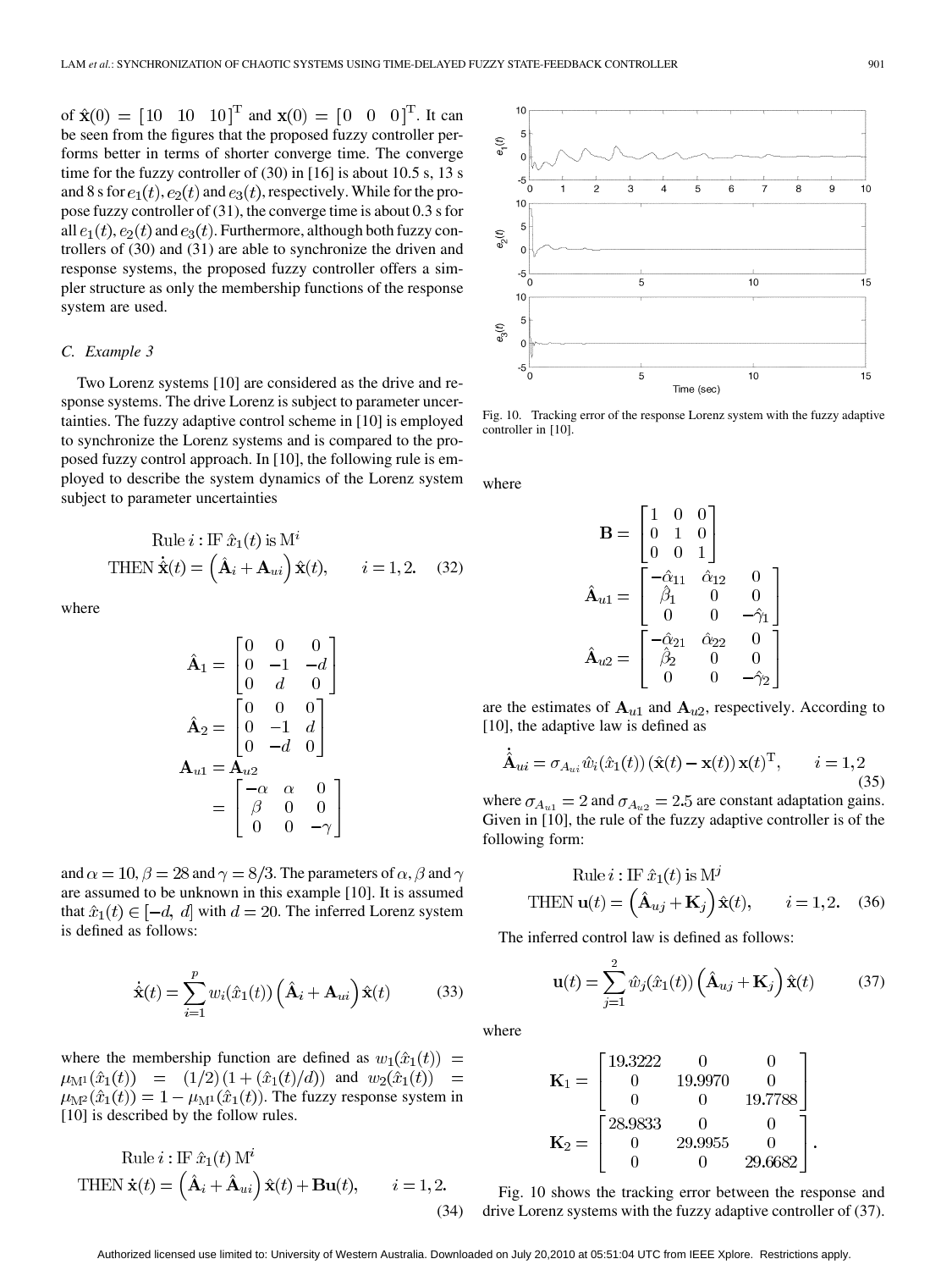of $\hat{\mathbf{x}}(0) = \begin{bmatrix} 10 & 10 & 10 \end{bmatrix}^{\mathrm{T}}$ and $\mathbf{x}(0) = \begin{bmatrix} 0 & 0 & 0 \end{bmatrix}^{\mathrm{T}}$. It can be seen from the figures that the proposed fuzzy controller performs better in terms of shorter converge time. The converge time for the fuzzy controller of (30) in [16] is about 10.5 s, 13 s and 8 s for $e_1(t)$, $e_2(t)$ and $e_3(t)$, respectively. While for the propose fuzzy controller of (31), the converge time is about 0.3 s for all $e_1(t)$, $e_2(t)$ and $e_3(t)$. Furthermore, although both fuzzy controllers of (30) and (31) are able to synchronize the driven and response systems, the proposed fuzzy controller offers a simpler structure as only the membership functions of the response system are used.

### C. Example 3

Two Lorenz systems [10] are considered as the drive and response systems. The drive Lorenz is subject to parameter uncertainties. The fuzzy adaptive control scheme in [10] is employed to synchronize the Lorenz systems and is compared to the proposed fuzzy control approach. In [10], the following rule is employed to describe the system dynamics of the Lorenz system subject to parameter uncertainties

$$\text{Rule } i : \text{IF } \hat{x}_1(t) \text{ is } \mathrm{M}^i$$
$$\text{THEN } \dot{\hat{\mathbf{x}}}(t) = \left(\hat{\mathbf{A}}_i + \mathbf{A}_{ui}\right)\hat{\mathbf{x}}(t), \qquad i = 1, 2. \tag{32}$$

where

$$\hat{\mathbf{A}}_1 = \begin{bmatrix} 0 & 0 & 0 \\ 0 & -1 & -d \\ 0 & d & 0 \end{bmatrix}$$
$$\hat{\mathbf{A}}_2 = \begin{bmatrix} 0 & 0 & 0 \\ 0 & -1 & d \\ 0 & -d & 0 \end{bmatrix}$$
$$\mathbf{A}_{u1} = \mathbf{A}_{u2} = \begin{bmatrix} -\alpha & \alpha & 0 \\ \beta & 0 & 0 \\ 0 & 0 & -\gamma \end{bmatrix}$$

and $\alpha = 10$, $\beta = 28$ and $\gamma = 8/3$. The parameters of $\alpha$, $\beta$ and $\gamma$ are assumed to be unknown in this example [10]. It is assumed that $\hat{x}_1(t) \in [-d,\ d]$ with $d = 20$. The inferred Lorenz system is defined as follows:

$$\dot{\hat{\mathbf{x}}}(t) = \sum_{i=1}^{p} w_i(\hat{x}_1(t))\left(\hat{\mathbf{A}}_i + \mathbf{A}_{ui}\right)\hat{\mathbf{x}}(t) \tag{33}$$

where the membership function are defined as $w_1(\hat{x}_1(t)) = \mu_{\mathrm{M}^1}(\hat{x}_1(t)) = (1/2)\left(1 + (\hat{x}_1(t)/d)\right)$ and $w_2(\hat{x}_1(t)) = \mu_{\mathrm{M}^2}(\hat{x}_1(t)) = 1 - \mu_{\mathrm{M}^1}(\hat{x}_1(t))$. The fuzzy response system in [10] is described by the follow rules.

$$\text{Rule } i : \text{IF } \hat{x}_1(t)\ \mathrm{M}^i$$
$$\text{THEN } \dot{\mathbf{x}}(t) = \left(\hat{\mathbf{A}}_i + \hat{\mathbf{A}}_{ui}\right)\hat{\mathbf{x}}(t) + \mathbf{B}\mathbf{u}(t), \qquad i = 1, 2. \tag{34}$$

Fig. 10. Tracking error of the response Lorenz system with the fuzzy adaptive controller in [10].

where

$$\mathbf{B} = \begin{bmatrix} 1 & 0 & 0 \\ 0 & 1 & 0 \\ 0 & 0 & 1 \end{bmatrix}$$
$$\hat{\mathbf{A}}_{u1} = \begin{bmatrix} -\hat{\alpha}_{11} & \hat{\alpha}_{12} & 0 \\ \hat{\beta}_1 & 0 & 0 \\ 0 & 0 & -\hat{\gamma}_1 \end{bmatrix}$$
$$\hat{\mathbf{A}}_{u2} = \begin{bmatrix} -\hat{\alpha}_{21} & \hat{\alpha}_{22} & 0 \\ \hat{\beta}_2 & 0 & 0 \\ 0 & 0 & -\hat{\gamma}_2 \end{bmatrix}$$

are the estimates of $\mathbf{A}_{u1}$ and $\mathbf{A}_{u2}$, respectively. According to [10], the adaptive law is defined as

$$\dot{\hat{\mathbf{A}}}_{ui} = \sigma_{A_{ui}}\hat{w}_i(\hat{x}_1(t))\left(\hat{\mathbf{x}}(t) - \mathbf{x}(t)\right)\mathbf{x}(t)^{\mathrm{T}}, \qquad i = 1, 2 \tag{35}$$

where $\sigma_{A_{u1}} = 2$ and $\sigma_{A_{u2}} = 2.5$ are constant adaptation gains. Given in [10], the rule of the fuzzy adaptive controller is of the following form:

$$\text{Rule } i : \text{IF } \hat{x}_1(t) \text{ is } \mathrm{M}^j$$
$$\text{THEN } \mathbf{u}(t) = \left(\hat{\mathbf{A}}_{uj} + \mathbf{K}_j\right)\hat{\mathbf{x}}(t), \qquad i = 1, 2. \tag{36}$$

The inferred control law is defined as follows:

$$\mathbf{u}(t) = \sum_{j=1}^{2}\hat{w}_j(\hat{x}_1(t))\left(\hat{\mathbf{A}}_{uj} + \mathbf{K}_j\right)\hat{\mathbf{x}}(t) \tag{37}$$

where

$$\mathbf{K}_1 = \begin{bmatrix} 19.3222 & 0 & 0 \\ 0 & 19.9970 & 0 \\ 0 & 0 & 19.7788 \end{bmatrix}$$
$$\mathbf{K}_2 = \begin{bmatrix} 28.9833 & 0 & 0 \\ 0 & 29.9955 & 0 \\ 0 & 0 & 29.6682 \end{bmatrix}.$$

Fig. 10 shows the tracking error between the response and drive Lorenz systems with the fuzzy adaptive controller of (37).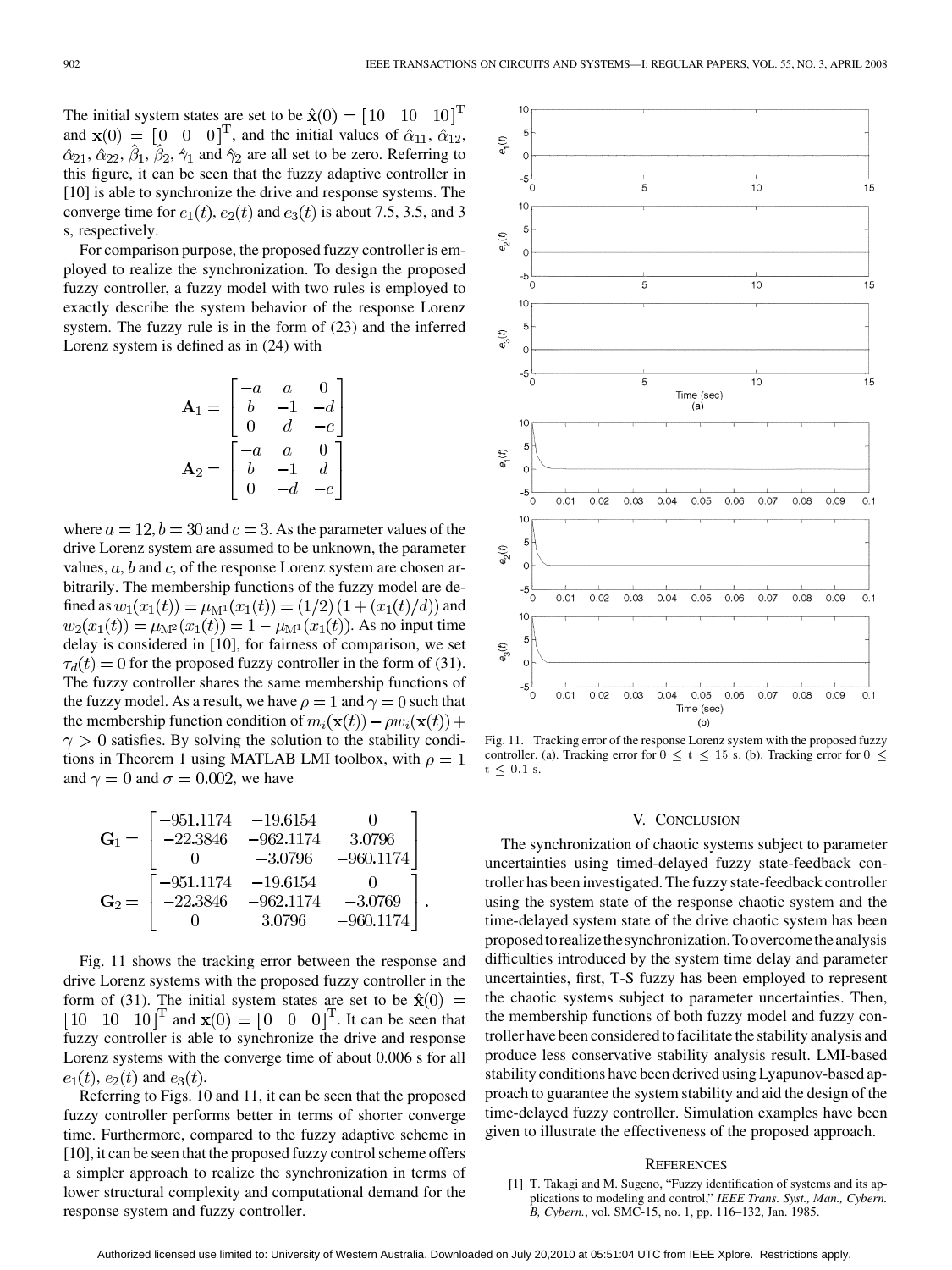The initial system states are set to be $\hat{\mathbf{x}}(0) = [10 \quad 10 \quad 10]^{\mathrm{T}}$ and $\mathbf{x}(0) = [0 \quad 0 \quad 0]^{\mathrm{T}}$, and the initial values of $\hat{\alpha}_{11}$, $\hat{\alpha}_{12}$, $\hat{\alpha}_{21}$, $\hat{\alpha}_{22}$, $\hat{\beta}_1$, $\hat{\beta}_2$, $\hat{\gamma}_1$ and $\hat{\gamma}_2$ are all set to be zero. Referring to this figure, it can be seen that the fuzzy adaptive controller in [10] is able to synchronize the drive and response systems. The converge time for $e_1(t)$, $e_2(t)$ and $e_3(t)$ is about 7.5, 3.5, and 3 s, respectively.

For comparison purpose, the proposed fuzzy controller is employed to realize the synchronization. To design the proposed fuzzy controller, a fuzzy model with two rules is employed to exactly describe the system behavior of the response Lorenz system. The fuzzy rule is in the form of (23) and the inferred Lorenz system is defined as in (24) with

$$\mathbf{A}_1 = \begin{bmatrix} -a & a & 0 \\ b & -1 & -d \\ 0 & d & -c \end{bmatrix}$$

$$\mathbf{A}_2 = \begin{bmatrix} -a & a & 0 \\ b & -1 & d \\ 0 & -d & -c \end{bmatrix}$$

where $a = 12, b = 30$ and $c = 3$. As the parameter values of the drive Lorenz system are assumed to be unknown, the parameter values, $a$, $b$ and $c$, of the response Lorenz system are chosen arbitrarily. The membership functions of the fuzzy model are defined as $w_1(x_1(t)) = \mu_{\mathrm{M}^1}(x_1(t)) = (1/2)\left(1 + (x_1(t)/d)\right)$ and $w_2(x_1(t)) = \mu_{\mathrm{M}^2}(x_1(t)) = 1 - \mu_{\mathrm{M}^1}(x_1(t))$. As no input time delay is considered in [10], for fairness of comparison, we set $\tau_d(t) = 0$ for the proposed fuzzy controller in the form of (31). The fuzzy controller shares the same membership functions of the fuzzy model. As a result, we have $\rho = 1$ and $\gamma = 0$ such that the membership function condition of $m_i(\mathbf{x}(t)) - \rho w_i(\mathbf{x}(t)) + \gamma > 0$ satisfies. By solving the solution to the stability conditions in Theorem 1 using MATLAB LMI toolbox, with $\rho = 1$ and $\gamma = 0$ and $\sigma = 0.002$, we have

$$\mathbf{G}_1 = \begin{bmatrix} -951.1174 & -19.6154 & 0 \\ -22.3846 & -962.1174 & 3.0796 \\ 0 & -3.0796 & -960.1174 \end{bmatrix}$$

$$\mathbf{G}_2 = \begin{bmatrix} -951.1174 & -19.6154 & 0 \\ -22.3846 & -962.1174 & -3.0769 \\ 0 & 3.0796 & -960.1174 \end{bmatrix}.$$

Fig. 11 shows the tracking error between the response and drive Lorenz systems with the proposed fuzzy controller in the form of (31). The initial system states are set to be $\hat{\mathbf{x}}(0) = [10 \quad 10 \quad 10]^{\mathrm{T}}$ and $\mathbf{x}(0) = [0 \quad 0 \quad 0]^{\mathrm{T}}$. It can be seen that fuzzy controller is able to synchronize the drive and response Lorenz systems with the converge time of about 0.006 s for all $e_1(t)$, $e_2(t)$ and $e_3(t)$.

Referring to Figs. 10 and 11, it can be seen that the proposed fuzzy controller performs better in terms of shorter converge time. Furthermore, compared to the fuzzy adaptive scheme in [10], it can be seen that the proposed fuzzy control scheme offers a simpler approach to realize the synchronization in terms of lower structural complexity and computational demand for the response system and fuzzy controller.

Fig. 11. Tracking error of the response Lorenz system with the proposed fuzzy controller. (a). Tracking error for $0 \leq t \leq 15$ s. (b). Tracking error for $0 \leq t \leq 0.1$ s.

## V. Conclusion

The synchronization of chaotic systems subject to parameter uncertainties using timed-delayed fuzzy state-feedback controller has been investigated. The fuzzy state-feedback controller using the system state of the response chaotic system and the time-delayed system state of the drive chaotic system has been proposed to realize the synchronization. To overcome the analysis difficulties introduced by the system time delay and parameter uncertainties, first, T-S fuzzy has been employed to represent the chaotic systems subject to parameter uncertainties. Then, the membership functions of both fuzzy model and fuzzy controller have been considered to facilitate the stability analysis and produce less conservative stability analysis result. LMI-based stability conditions have been derived using Lyapunov-based approach to guarantee the system stability and aid the design of the time-delayed fuzzy controller. Simulation examples have been given to illustrate the effectiveness of the proposed approach.

## References

[1] T. Takagi and M. Sugeno, "Fuzzy identification of systems and its applications to modeling and control," *IEEE Trans. Syst., Man., Cybern. B, Cybern.*, vol. SMC-15, no. 1, pp. 116–132, Jan. 1985.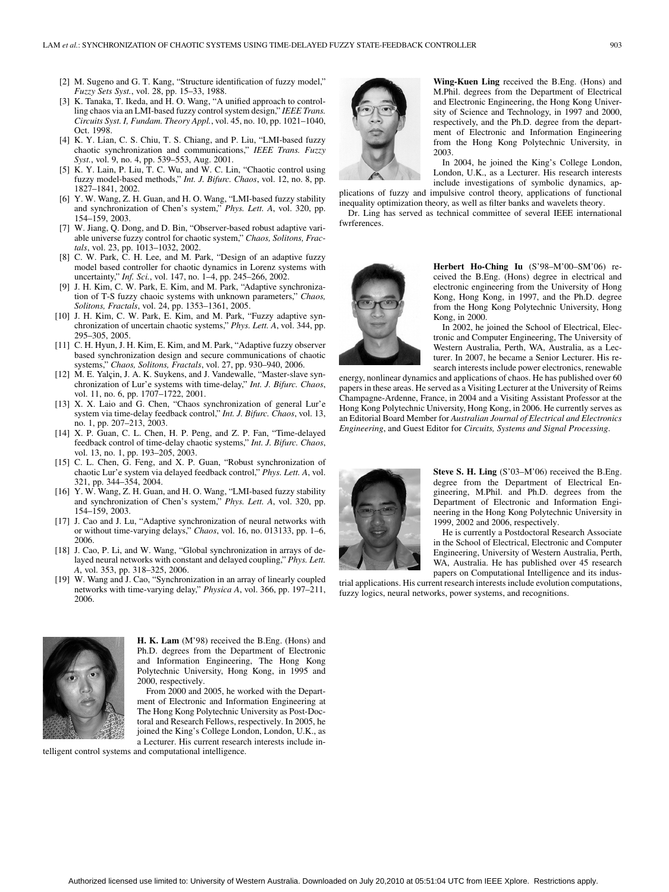[2] M. Sugeno and G. T. Kang, "Structure identification of fuzzy model," *Fuzzy Sets Syst.*, vol. 28, pp. 15–33, 1988.

[3] K. Tanaka, T. Ikeda, and H. O. Wang, "A unified approach to controlling chaos via an LMI-based fuzzy control system design," *IEEE Trans. Circuits Syst. I, Fundam. Theory Appl.*, vol. 45, no. 10, pp. 1021–1040, Oct. 1998.

[4] K. Y. Lian, C. S. Chiu, T. S. Chiang, and P. Liu, "LMI-based fuzzy chaotic synchronization and communications," *IEEE Trans. Fuzzy Syst.*, vol. 9, no. 4, pp. 539–553, Aug. 2001.

[5] K. Y. Lain, P. Liu, T. C. Wu, and W. C. Lin, "Chaotic control using fuzzy model-based methods," *Int. J. Bifurc. Chaos*, vol. 12, no. 8, pp. 1827–1841, 2002.

[6] Y. W. Wang, Z. H. Guan, and H. O. Wang, "LMI-based fuzzy stability and synchronization of Chen's system," *Phys. Lett. A*, vol. 320, pp. 154–159, 2003.

[7] W. Jiang, Q. Dong, and D. Bin, "Observer-based robust adaptive variable universe fuzzy control for chaotic system," *Chaos, Solitons, Fractals*, vol. 23, pp. 1013–1032, 2002.

[8] C. W. Park, C. H. Lee, and M. Park, "Design of an adaptive fuzzy model based controller for chaotic dynamics in Lorenz systems with uncertainty," *Inf. Sci.*, vol. 147, no. 1–4, pp. 245–266, 2002.

[9] J. H. Kim, C. W. Park, E. Kim, and M. Park, "Adaptive synchronization of T-S fuzzy chaoic systems with unknown parameters," *Chaos, Solitons, Fractals*, vol. 24, pp. 1353–1361, 2005.

[10] J. H. Kim, C. W. Park, E. Kim, and M. Park, "Fuzzy adaptive synchronization of uncertain chaotic systems," *Phys. Lett. A*, vol. 344, pp. 295–305, 2005.

[11] C. H. Hyun, J. H. Kim, E. Kim, and M. Park, "Adaptive fuzzy observer based synchronization design and secure communications of chaotic systems," *Chaos, Solitons, Fractals*, vol. 27, pp. 930–940, 2006.

[12] M. E. Yalçin, J. A. K. Suykens, and J. Vandewalle, "Master-slave synchronization of Lur'e systems with time-delay," *Int. J. Bifurc. Chaos*, vol. 11, no. 6, pp. 1707–1722, 2001.

[13] X. X. Laio and G. Chen, "Chaos synchronization of general Lur'e system via time-delay feedback control," *Int. J. Bifurc. Chaos*, vol. 13, no. 1, pp. 207–213, 2003.

[14] X. P. Guan, C. L. Chen, H. P. Peng, and Z. P. Fan, "Time-delayed feedback control of time-delay chaotic systems," *Int. J. Bifurc. Chaos*, vol. 13, no. 1, pp. 193–205, 2003.

[15] C. L. Chen, G. Feng, and X. P. Guan, "Robust synchronization of chaotic Lur'e system via delayed feedback control," *Phys. Lett. A*, vol. 321, pp. 344–354, 2004.

[16] Y. W. Wang, Z. H. Guan, and H. O. Wang, "LMI-based fuzzy stability and synchronization of Chen's system," *Phys. Lett. A*, vol. 320, pp. 154–159, 2003.

[17] J. Cao and J. Lu, "Adaptive synchronization of neural networks with or without time-varying delays," *Chaos*, vol. 16, no. 013133, pp. 1–6, 2006.

[18] J. Cao, P. Li, and W. Wang, "Global synchronization in arrays of delayed neural networks with constant and delayed coupling," *Phys. Lett. A*, vol. 353, pp. 318–325, 2006.

[19] W. Wang and J. Cao, "Synchronization in an array of linearly coupled networks with time-varying delay," *Physica A*, vol. 366, pp. 197–211, 2006.

**H. K. Lam** (M'98) received the B.Eng. (Hons) and Ph.D. degrees from the Department of Electronic and Information Engineering, The Hong Kong Polytechnic University, Hong Kong, in 1995 and 2000, respectively.

From 2000 and 2005, he worked with the Department of Electronic and Information Engineering at The Hong Kong Polytechnic University as Post-Doctoral and Research Fellows, respectively. In 2005, he joined the King's College London, London, U.K., as a Lecturer. His current research interests include intelligent control systems and computational intelligence.

**Wing-Kuen Ling** received the B.Eng. (Hons) and M.Phil. degrees from the Department of Electrical and Electronic Engineering, the Hong Kong University of Science and Technology, in 1997 and 2000, respectively, and the Ph.D. degree from the department of Electronic and Information Engineering from the Hong Kong Polytechnic University, in 2003.

In 2004, he joined the King's College London, London, U.K., as a Lecturer. His research interests include investigations of symbolic dynamics, applications of fuzzy and impulsive control theory, applications of functional inequality optimization theory, as well as filter banks and wavelets theory.

Dr. Ling has served as technical committee of several IEEE international fwrferences.

**Herbert Ho-Ching Iu** (S'98–M'00–SM'06) received the B.Eng. (Hons) degree in electrical and electronic engineering from the University of Hong Kong, Hong Kong, in 1997, and the Ph.D. degree from the Hong Kong Polytechnic University, Hong Kong, in 2000.

In 2002, he joined the School of Electrical, Electronic and Computer Engineering, The University of Western Australia, Perth, WA, Australia, as a Lecturer. In 2007, he became a Senior Lecturer. His research interests include power electronics, renewable energy, nonlinear dynamics and applications of chaos. He has published over 60 papers in these areas. He served as a Visiting Lecturer at the University of Reims Champagne-Ardenne, France, in 2004 and a Visiting Assistant Professor at the Hong Kong Polytechnic University, Hong Kong, in 2006. He currently serves as an Editorial Board Member for *Australian Journal of Electrical and Electronics Engineering*, and Guest Editor for *Circuits, Systems and Signal Processing*.

**Steve S. H. Ling** (S'03–M'06) received the B.Eng. degree from the Department of Electrical Engineering, M.Phil. and Ph.D. degrees from the Department of Electronic and Information Engineering in the Hong Kong Polytechnic University in 1999, 2002 and 2006, respectively.

He is currently a Postdoctoral Research Associate in the School of Electrical, Electronic and Computer Engineering, University of Western Australia, Perth, WA, Australia. He has published over 45 research papers on Computational Intelligence and its industrial applications. His current research interests include evolution computations, fuzzy logics, neural networks, power systems, and recognitions.